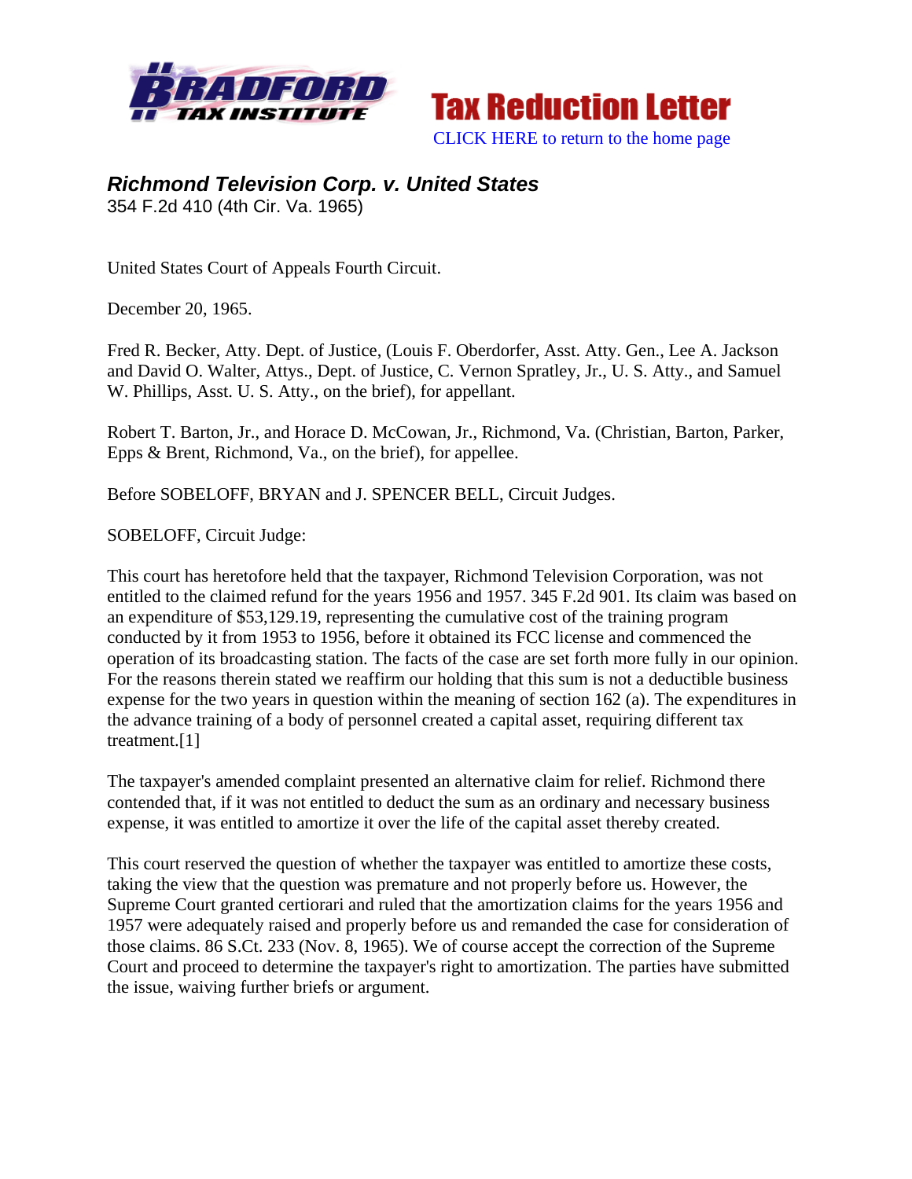Tax Reduction Letter

CLICK HERE to return to the home page

## *Richmond Television Corp. v. United States*

354 F.2d 410 (4th Cir. Va. 1965)

United States Court of Appeals Fourth Circuit.

December 20, 1965.

Fred R. Becker, Atty. Dept. of Justice, (Louis F. Oberdorfer, Asst. Atty. Gen., Lee A. Jackson and David O. Walter, Attys., Dept. of Justice, C. Vernon Spratley, Jr., U. S. Atty., and Samuel W. Phillips, Asst. U. S. Atty., on the brief), for appellant.

Robert T. Barton, Jr., and Horace D. McCowan, Jr., Richmond, Va. (Christian, Barton, Parker, Epps & Brent, Richmond, Va., on the brief), for appellee.

Before SOBELOFF, BRYAN and J. SPENCER BELL, Circuit Judges.

SOBELOFF, Circuit Judge:

This court has heretofore held that the taxpayer, Richmond Television Corporation, was not entitled to the claimed refund for the years 1956 and 1957. 345 F.2d 901. Its claim was based on an expenditure of $53,129.19, representing the cumulative cost of the training program conducted by it from 1953 to 1956, before it obtained its FCC license and commenced the operation of its broadcasting station. The facts of the case are set forth more fully in our opinion. For the reasons therein stated we reaffirm our holding that this sum is not a deductible business expense for the two years in question within the meaning of section 162 (a). The expenditures in the advance training of a body of personnel created a capital asset, requiring different tax treatment.[1]

The taxpayer's amended complaint presented an alternative claim for relief. Richmond there contended that, if it was not entitled to deduct the sum as an ordinary and necessary business expense, it was entitled to amortize it over the life of the capital asset thereby created.

This court reserved the question of whether the taxpayer was entitled to amortize these costs, taking the view that the question was premature and not properly before us. However, the Supreme Court granted certiorari and ruled that the amortization claims for the years 1956 and 1957 were adequately raised and properly before us and remanded the case for consideration of those claims. 86 S.Ct. 233 (Nov. 8, 1965). We of course accept the correction of the Supreme Court and proceed to determine the taxpayer's right to amortization. The parties have submitted the issue, waiving further briefs or argument.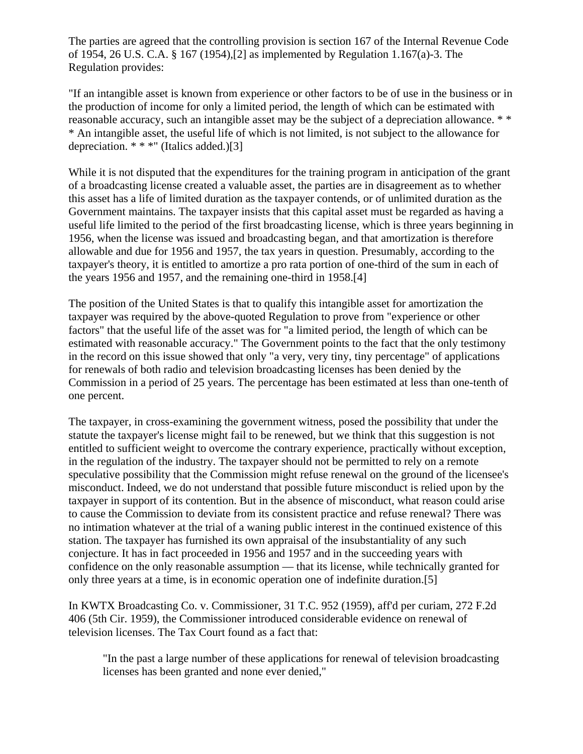The parties are agreed that the controlling provision is section 167 of the Internal Revenue Code of 1954, 26 U.S. C.A. § 167 (1954),[2] as implemented by Regulation 1.167(a)-3. The Regulation provides:

"If an intangible asset is known from experience or other factors to be of use in the business or in the production of income for only a limited period, the length of which can be estimated with reasonable accuracy, such an intangible asset may be the subject of a depreciation allowance. * * * An intangible asset, the useful life of which is not limited, is not subject to the allowance for depreciation. * * *" (Italics added.)[3]

While it is not disputed that the expenditures for the training program in anticipation of the grant of a broadcasting license created a valuable asset, the parties are in disagreement as to whether this asset has a life of limited duration as the taxpayer contends, or of unlimited duration as the Government maintains. The taxpayer insists that this capital asset must be regarded as having a useful life limited to the period of the first broadcasting license, which is three years beginning in 1956, when the license was issued and broadcasting began, and that amortization is therefore allowable and due for 1956 and 1957, the tax years in question. Presumably, according to the taxpayer's theory, it is entitled to amortize a pro rata portion of one-third of the sum in each of the years 1956 and 1957, and the remaining one-third in 1958.[4]

The position of the United States is that to qualify this intangible asset for amortization the taxpayer was required by the above-quoted Regulation to prove from "experience or other factors" that the useful life of the asset was for "a limited period, the length of which can be estimated with reasonable accuracy." The Government points to the fact that the only testimony in the record on this issue showed that only "a very, very tiny, tiny percentage" of applications for renewals of both radio and television broadcasting licenses has been denied by the Commission in a period of 25 years. The percentage has been estimated at less than one-tenth of one percent.

The taxpayer, in cross-examining the government witness, posed the possibility that under the statute the taxpayer's license might fail to be renewed, but we think that this suggestion is not entitled to sufficient weight to overcome the contrary experience, practically without exception, in the regulation of the industry. The taxpayer should not be permitted to rely on a remote speculative possibility that the Commission might refuse renewal on the ground of the licensee's misconduct. Indeed, we do not understand that possible future misconduct is relied upon by the taxpayer in support of its contention. But in the absence of misconduct, what reason could arise to cause the Commission to deviate from its consistent practice and refuse renewal? There was no intimation whatever at the trial of a waning public interest in the continued existence of this station. The taxpayer has furnished its own appraisal of the insubstantiality of any such conjecture. It has in fact proceeded in 1956 and 1957 and in the succeeding years with confidence on the only reasonable assumption — that its license, while technically granted for only three years at a time, is in economic operation one of indefinite duration.[5]

In KWTX Broadcasting Co. v. Commissioner, 31 T.C. 952 (1959), aff'd per curiam, 272 F.2d 406 (5th Cir. 1959), the Commissioner introduced considerable evidence on renewal of television licenses. The Tax Court found as a fact that:

> "In the past a large number of these applications for renewal of television broadcasting licenses has been granted and none ever denied,"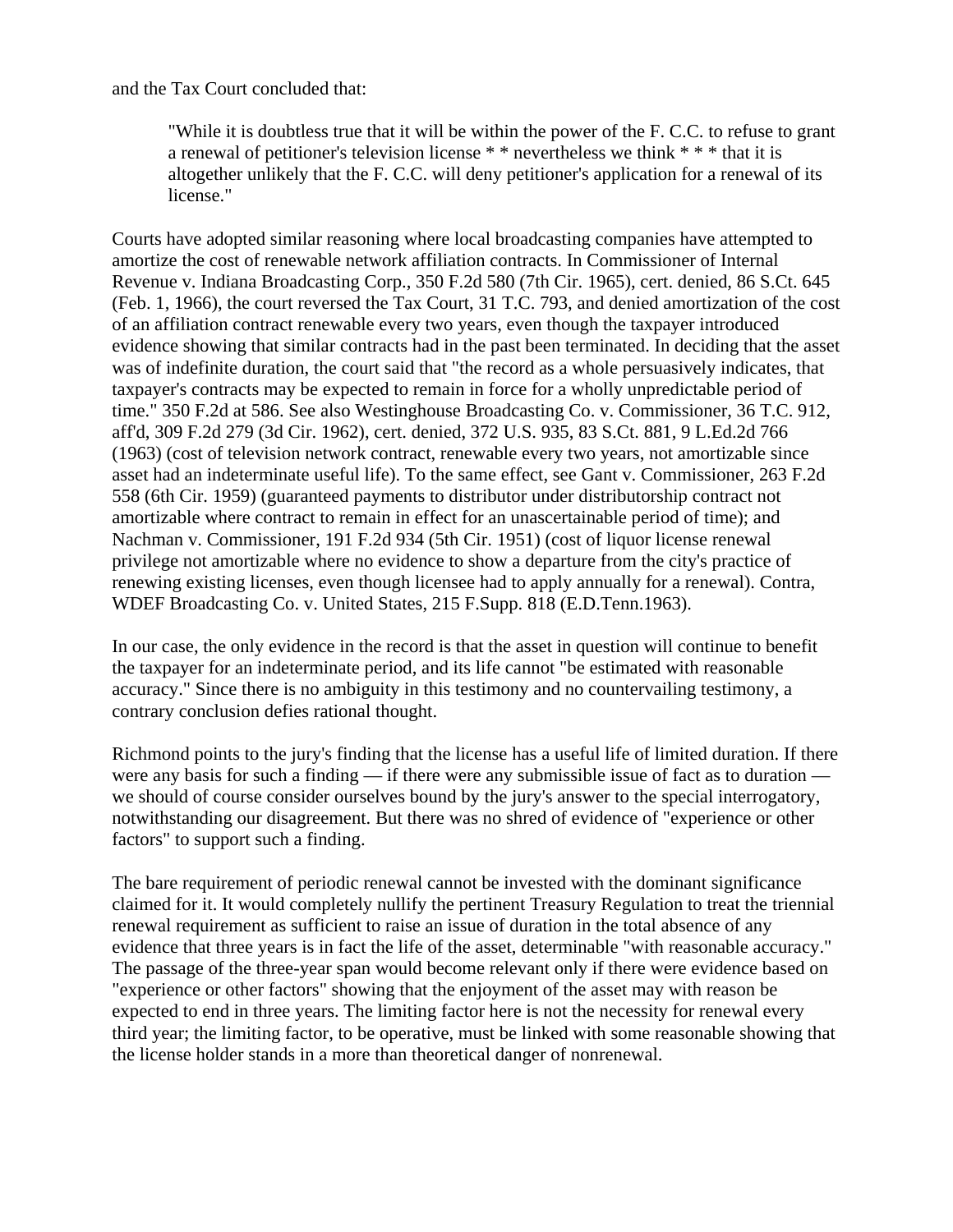and the Tax Court concluded that:

> "While it is doubtless true that it will be within the power of the F. C.C. to refuse to grant a renewal of petitioner's television license * * nevertheless we think * * * that it is altogether unlikely that the F. C.C. will deny petitioner's application for a renewal of its license."

Courts have adopted similar reasoning where local broadcasting companies have attempted to amortize the cost of renewable network affiliation contracts. In Commissioner of Internal Revenue v. Indiana Broadcasting Corp., 350 F.2d 580 (7th Cir. 1965), cert. denied, 86 S.Ct. 645 (Feb. 1, 1966), the court reversed the Tax Court, 31 T.C. 793, and denied amortization of the cost of an affiliation contract renewable every two years, even though the taxpayer introduced evidence showing that similar contracts had in the past been terminated. In deciding that the asset was of indefinite duration, the court said that "the record as a whole persuasively indicates, that taxpayer's contracts may be expected to remain in force for a wholly unpredictable period of time." 350 F.2d at 586. See also Westinghouse Broadcasting Co. v. Commissioner, 36 T.C. 912, aff'd, 309 F.2d 279 (3d Cir. 1962), cert. denied, 372 U.S. 935, 83 S.Ct. 881, 9 L.Ed.2d 766 (1963) (cost of television network contract, renewable every two years, not amortizable since asset had an indeterminate useful life). To the same effect, see Gant v. Commissioner, 263 F.2d 558 (6th Cir. 1959) (guaranteed payments to distributor under distributorship contract not amortizable where contract to remain in effect for an unascertainable period of time); and Nachman v. Commissioner, 191 F.2d 934 (5th Cir. 1951) (cost of liquor license renewal privilege not amortizable where no evidence to show a departure from the city's practice of renewing existing licenses, even though licensee had to apply annually for a renewal). Contra, WDEF Broadcasting Co. v. United States, 215 F.Supp. 818 (E.D.Tenn.1963).

In our case, the only evidence in the record is that the asset in question will continue to benefit the taxpayer for an indeterminate period, and its life cannot "be estimated with reasonable accuracy." Since there is no ambiguity in this testimony and no countervailing testimony, a contrary conclusion defies rational thought.

Richmond points to the jury's finding that the license has a useful life of limited duration. If there were any basis for such a finding — if there were any submissible issue of fact as to duration — we should of course consider ourselves bound by the jury's answer to the special interrogatory, notwithstanding our disagreement. But there was no shred of evidence of "experience or other factors" to support such a finding.

The bare requirement of periodic renewal cannot be invested with the dominant significance claimed for it. It would completely nullify the pertinent Treasury Regulation to treat the triennial renewal requirement as sufficient to raise an issue of duration in the total absence of any evidence that three years is in fact the life of the asset, determinable "with reasonable accuracy." The passage of the three-year span would become relevant only if there were evidence based on "experience or other factors" showing that the enjoyment of the asset may with reason be expected to end in three years. The limiting factor here is not the necessity for renewal every third year; the limiting factor, to be operative, must be linked with some reasonable showing that the license holder stands in a more than theoretical danger of nonrenewal.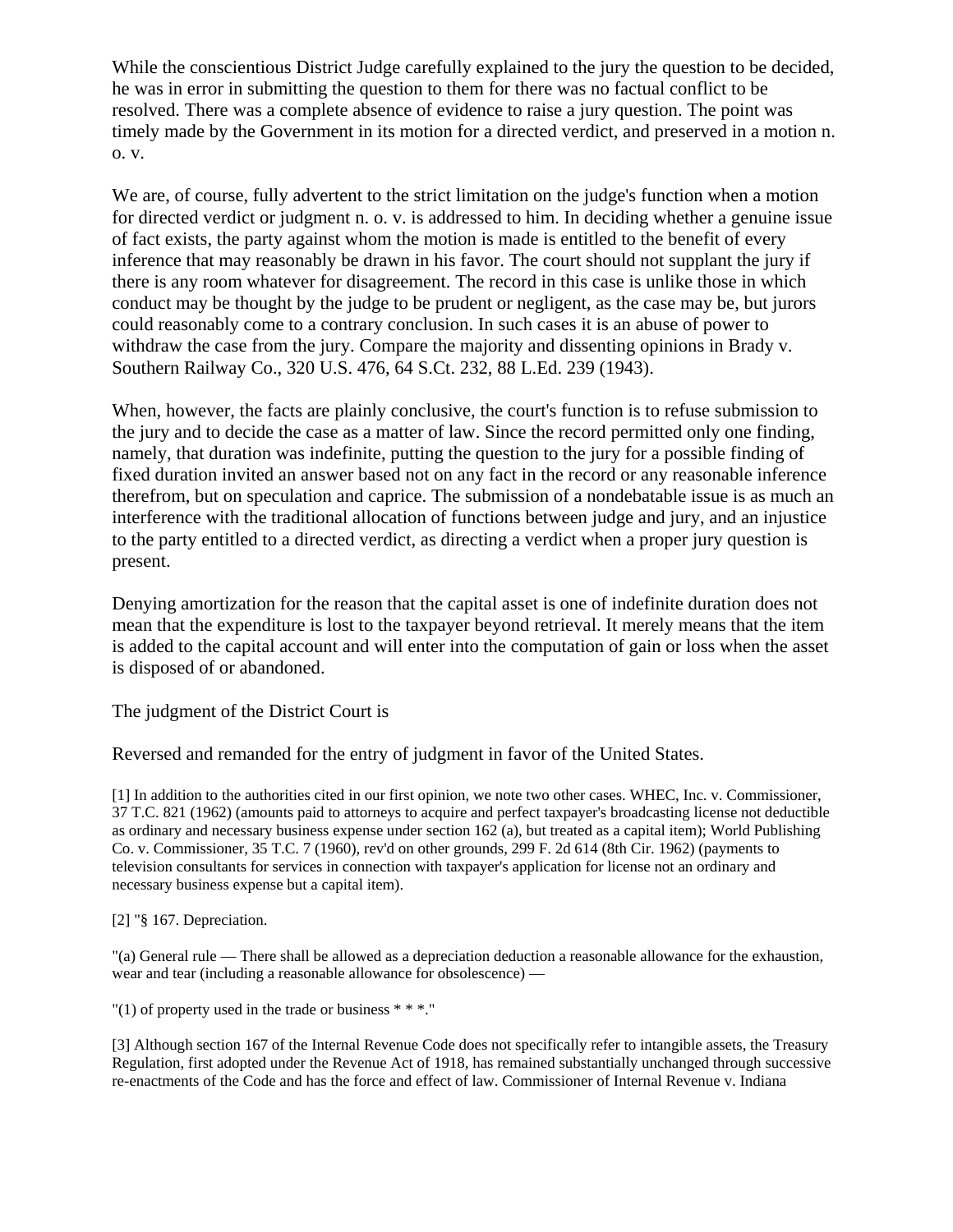While the conscientious District Judge carefully explained to the jury the question to be decided, he was in error in submitting the question to them for there was no factual conflict to be resolved. There was a complete absence of evidence to raise a jury question. The point was timely made by the Government in its motion for a directed verdict, and preserved in a motion n. o. v.

We are, of course, fully advertent to the strict limitation on the judge's function when a motion for directed verdict or judgment n. o. v. is addressed to him. In deciding whether a genuine issue of fact exists, the party against whom the motion is made is entitled to the benefit of every inference that may reasonably be drawn in his favor. The court should not supplant the jury if there is any room whatever for disagreement. The record in this case is unlike those in which conduct may be thought by the judge to be prudent or negligent, as the case may be, but jurors could reasonably come to a contrary conclusion. In such cases it is an abuse of power to withdraw the case from the jury. Compare the majority and dissenting opinions in Brady v. Southern Railway Co., 320 U.S. 476, 64 S.Ct. 232, 88 L.Ed. 239 (1943).

When, however, the facts are plainly conclusive, the court's function is to refuse submission to the jury and to decide the case as a matter of law. Since the record permitted only one finding, namely, that duration was indefinite, putting the question to the jury for a possible finding of fixed duration invited an answer based not on any fact in the record or any reasonable inference therefrom, but on speculation and caprice. The submission of a nondebatable issue is as much an interference with the traditional allocation of functions between judge and jury, and an injustice to the party entitled to a directed verdict, as directing a verdict when a proper jury question is present.

Denying amortization for the reason that the capital asset is one of indefinite duration does not mean that the expenditure is lost to the taxpayer beyond retrieval. It merely means that the item is added to the capital account and will enter into the computation of gain or loss when the asset is disposed of or abandoned.

The judgment of the District Court is

Reversed and remanded for the entry of judgment in favor of the United States.

[1] In addition to the authorities cited in our first opinion, we note two other cases. WHEC, Inc. v. Commissioner, 37 T.C. 821 (1962) (amounts paid to attorneys to acquire and perfect taxpayer's broadcasting license not deductible as ordinary and necessary business expense under section 162 (a), but treated as a capital item); World Publishing Co. v. Commissioner, 35 T.C. 7 (1960), rev'd on other grounds, 299 F. 2d 614 (8th Cir. 1962) (payments to television consultants for services in connection with taxpayer's application for license not an ordinary and necessary business expense but a capital item).

[2] "§ 167. Depreciation.

"(a) General rule — There shall be allowed as a depreciation deduction a reasonable allowance for the exhaustion, wear and tear (including a reasonable allowance for obsolescence) —

"(1) of property used in the trade or business * * *."

[3] Although section 167 of the Internal Revenue Code does not specifically refer to intangible assets, the Treasury Regulation, first adopted under the Revenue Act of 1918, has remained substantially unchanged through successive re-enactments of the Code and has the force and effect of law. Commissioner of Internal Revenue v. Indiana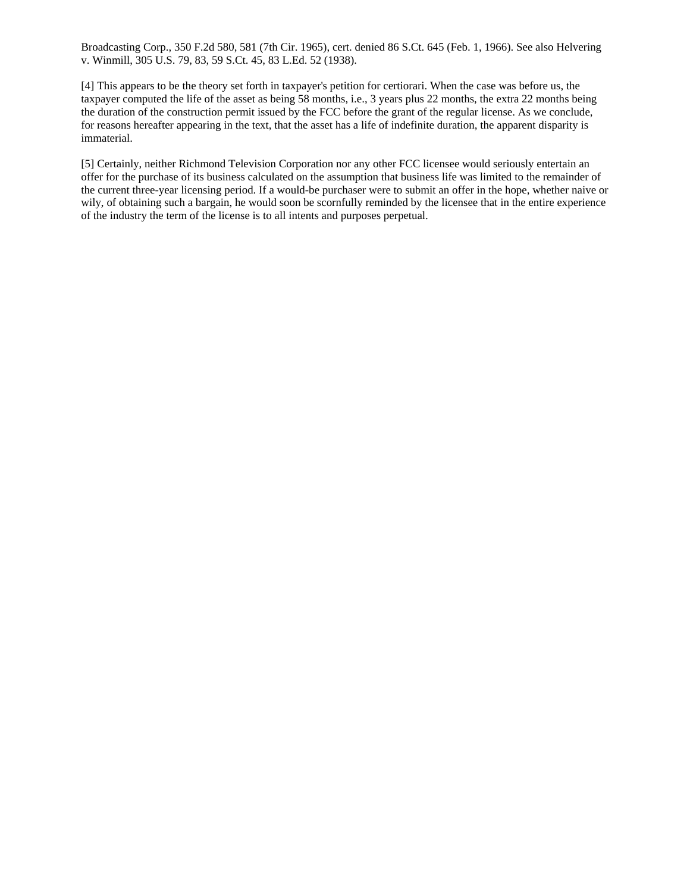Broadcasting Corp., 350 F.2d 580, 581 (7th Cir. 1965), cert. denied 86 S.Ct. 645 (Feb. 1, 1966). See also Helvering v. Winmill, 305 U.S. 79, 83, 59 S.Ct. 45, 83 L.Ed. 52 (1938).

[4] This appears to be the theory set forth in taxpayer's petition for certiorari. When the case was before us, the taxpayer computed the life of the asset as being 58 months, i.e., 3 years plus 22 months, the extra 22 months being the duration of the construction permit issued by the FCC before the grant of the regular license. As we conclude, for reasons hereafter appearing in the text, that the asset has a life of indefinite duration, the apparent disparity is immaterial.

[5] Certainly, neither Richmond Television Corporation nor any other FCC licensee would seriously entertain an offer for the purchase of its business calculated on the assumption that business life was limited to the remainder of the current three-year licensing period. If a would-be purchaser were to submit an offer in the hope, whether naive or wily, of obtaining such a bargain, he would soon be scornfully reminded by the licensee that in the entire experience of the industry the term of the license is to all intents and purposes perpetual.